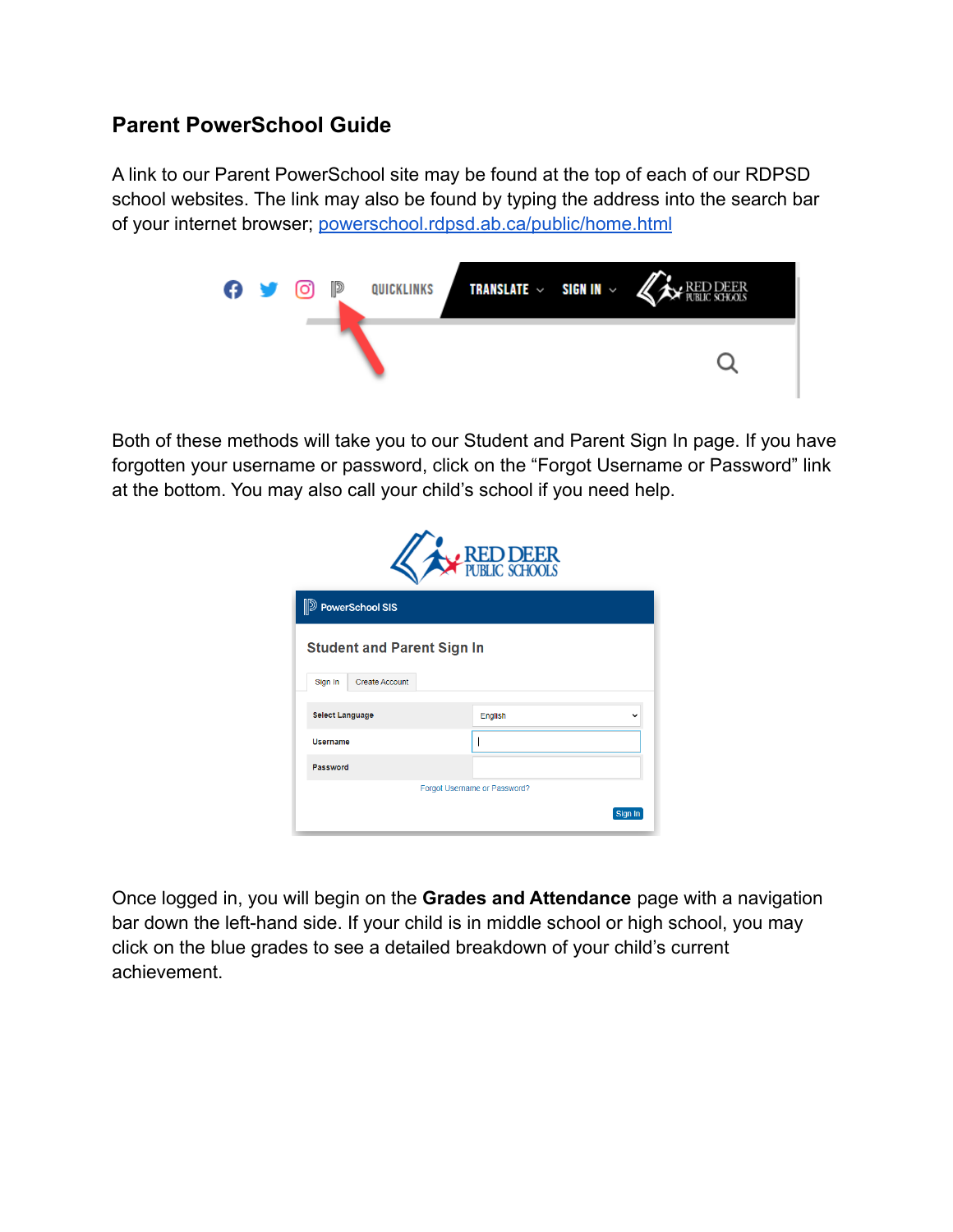# Parent PowerSchool Guide

A link to our Parent PowerSchool site may be found at the top of each of our RDPSD school websites. The link may also be found by typing the address into the search bar of your internet browser; [powerschool.rdpsd.ab.ca/public/home.html](powerschool.rdpsd.ab.ca/public/home.html)

Both of these methods will take you to our Student and Parent Sign In page. If you have forgotten your username or password, click on the "Forgot Username or Password" link at the bottom. You may also call your child's school if you need help.

Once logged in, you will begin on the **Grades and Attendance** page with a navigation bar down the left-hand side. If your child is in middle school or high school, you may click on the blue grades to see a detailed breakdown of your child's current achievement.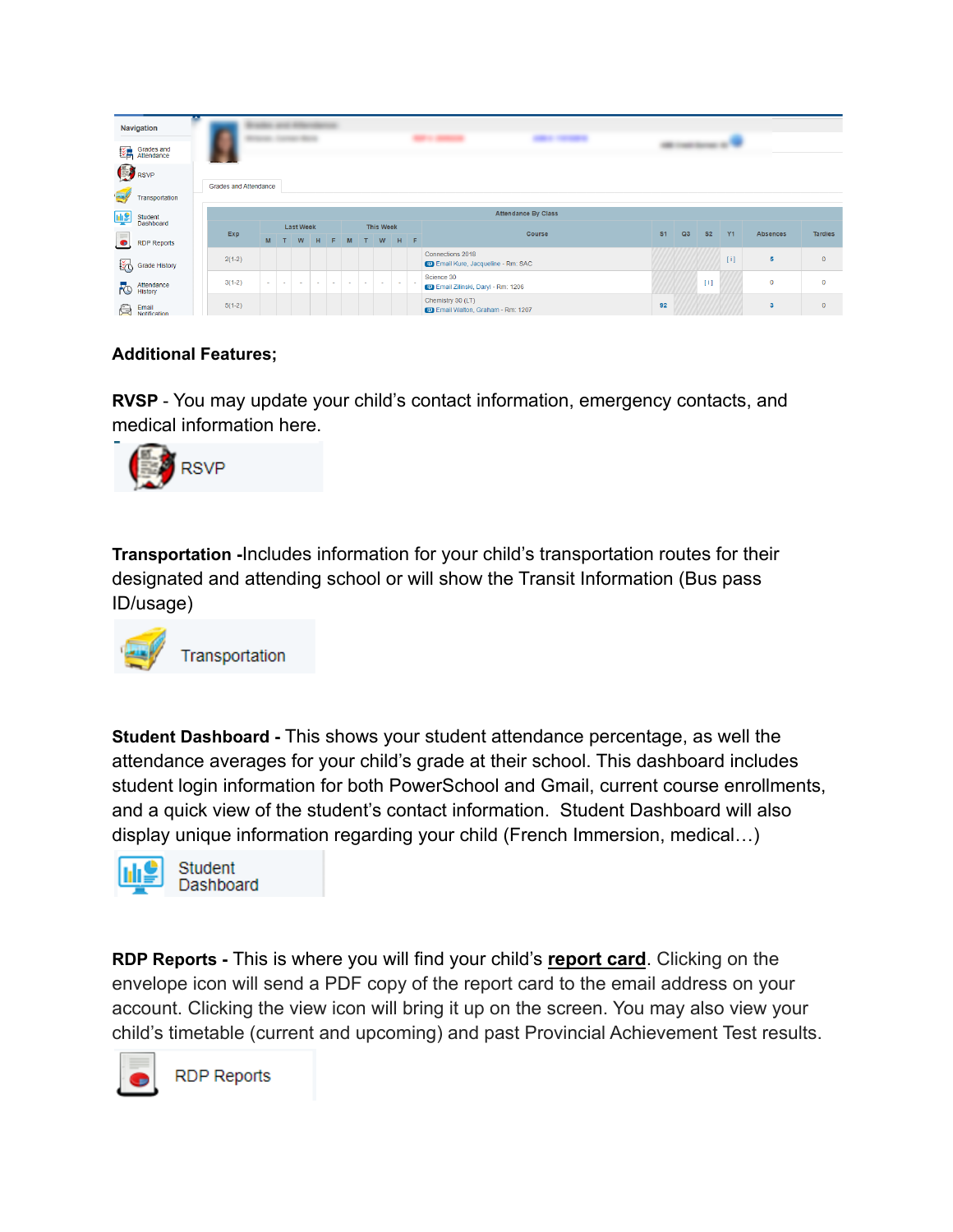**Additional Features;**

**RVSP** - You may update your child's contact information, emergency contacts, and medical information here.

**Transportation -**Includes information for your child's transportation routes for their designated and attending school or will show the Transit Information (Bus pass ID/usage)

**Student Dashboard -** This shows your student attendance percentage, as well the attendance averages for your child's grade at their school. This dashboard includes student login information for both PowerSchool and Gmail, current course enrollments, and a quick view of the student's contact information. Student Dashboard will also display unique information regarding your child (French Immersion, medical…)

**RDP Reports -** This is where you will find your child's **report card**. Clicking on the envelope icon will send a PDF copy of the report card to the email address on your account. Clicking the view icon will bring it up on the screen. You may also view your child's timetable (current and upcoming) and past Provincial Achievement Test results.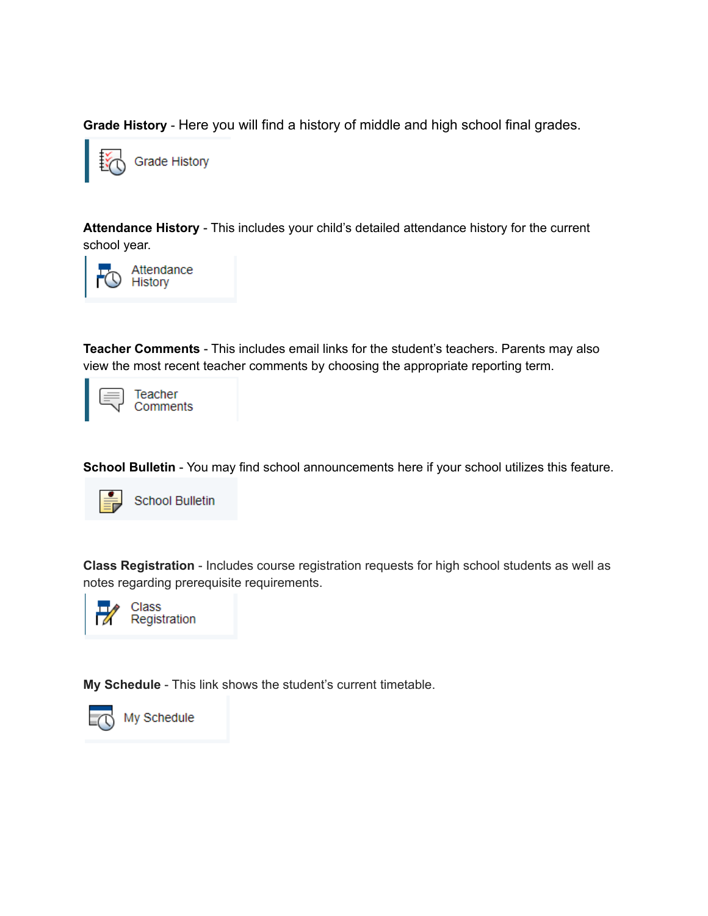**Grade History** - Here you will find a history of middle and high school final grades.

Grade History

**Attendance History** - This includes your child's detailed attendance history for the current school year.

Attendance History

**Teacher Comments** - This includes email links for the student's teachers. Parents may also view the most recent teacher comments by choosing the appropriate reporting term.

Teacher Comments

**School Bulletin** - You may find school announcements here if your school utilizes this feature.

School Bulletin

**Class Registration** - Includes course registration requests for high school students as well as notes regarding prerequisite requirements.

Class Registration

**My Schedule** - This link shows the student's current timetable.

My Schedule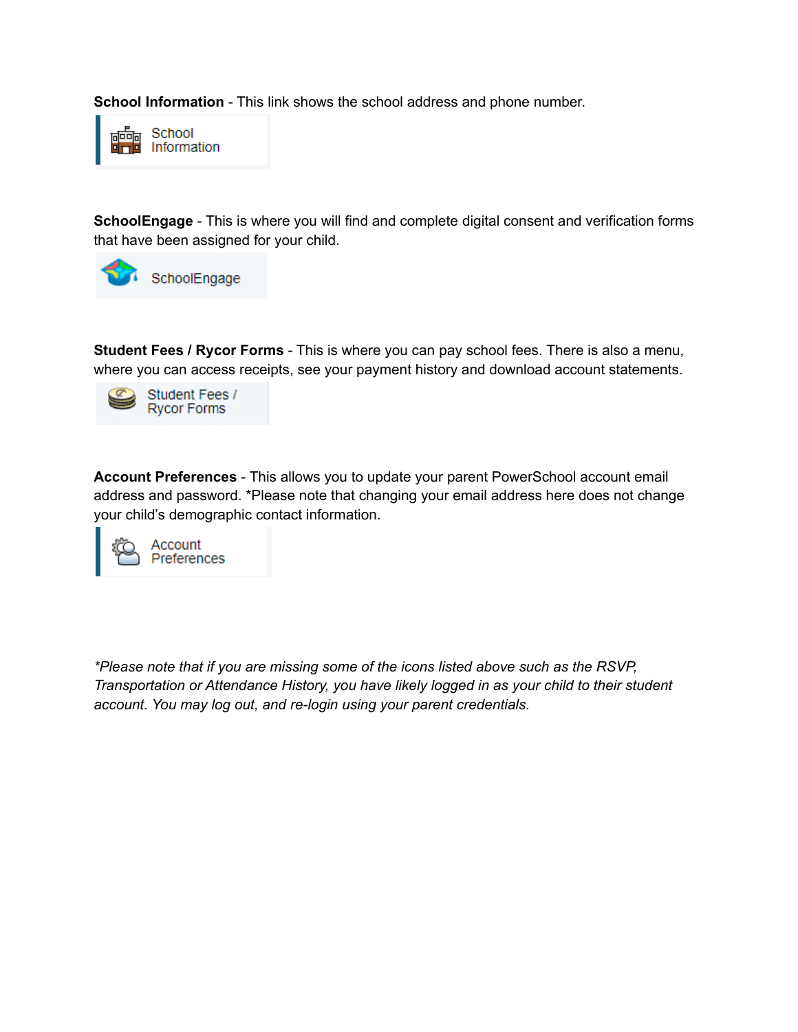**School Information** - This link shows the school address and phone number.

School Information

**SchoolEngage** - This is where you will find and complete digital consent and verification forms that have been assigned for your child.

SchoolEngage

**Student Fees / Rycor Forms** - This is where you can pay school fees. There is also a menu, where you can access receipts, see your payment history and download account statements.

Student Fees / Rycor Forms

**Account Preferences** - This allows you to update your parent PowerSchool account email address and password. *Please note that changing your email address here does not change your child's demographic contact information.

Account Preferences

*\*Please note that if you are missing some of the icons listed above such as the RSVP, Transportation or Attendance History, you have likely logged in as your child to their student account. You may log out, and re-login using your parent credentials.*